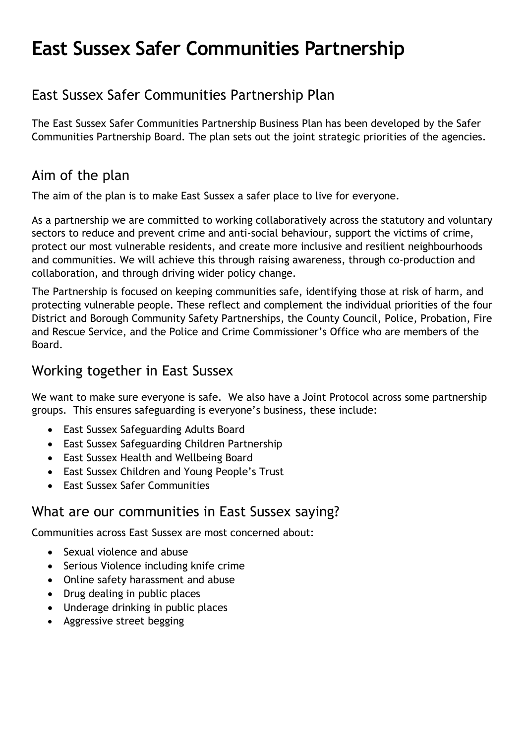# East Sussex Safer Communities Partnership

## East Sussex Safer Communities Partnership Plan

The East Sussex Safer Communities Partnership Business Plan has been developed by the Safer Communities Partnership Board. The plan sets out the joint strategic priorities of the agencies.

## Aim of the plan

The aim of the plan is to make East Sussex a safer place to live for everyone.

As a partnership we are committed to working collaboratively across the statutory and voluntary sectors to reduce and prevent crime and anti-social behaviour, support the victims of crime, protect our most vulnerable residents, and create more inclusive and resilient neighbourhoods and communities. We will achieve this through raising awareness, through co-production and collaboration, and through driving wider policy change.

The Partnership is focused on keeping communities safe, identifying those at risk of harm, and protecting vulnerable people. These reflect and complement the individual priorities of the four District and Borough Community Safety Partnerships, the County Council, Police, Probation, Fire and Rescue Service, and the Police and Crime Commissioner's Office who are members of the Board.

## Working together in East Sussex

We want to make sure everyone is safe. We also have a Joint Protocol across some partnership groups. This ensures safeguarding is everyone's business, these include:

- East Sussex Safeguarding Adults Board
- East Sussex Safeguarding Children Partnership
- East Sussex Health and Wellbeing Board
- East Sussex Children and Young People's Trust
- East Sussex Safer Communities

## What are our communities in East Sussex saying?

Communities across East Sussex are most concerned about:

- Sexual violence and abuse
- Serious Violence including knife crime
- Online safety harassment and abuse
- Drug dealing in public places
- Underage drinking in public places
- Aggressive street begging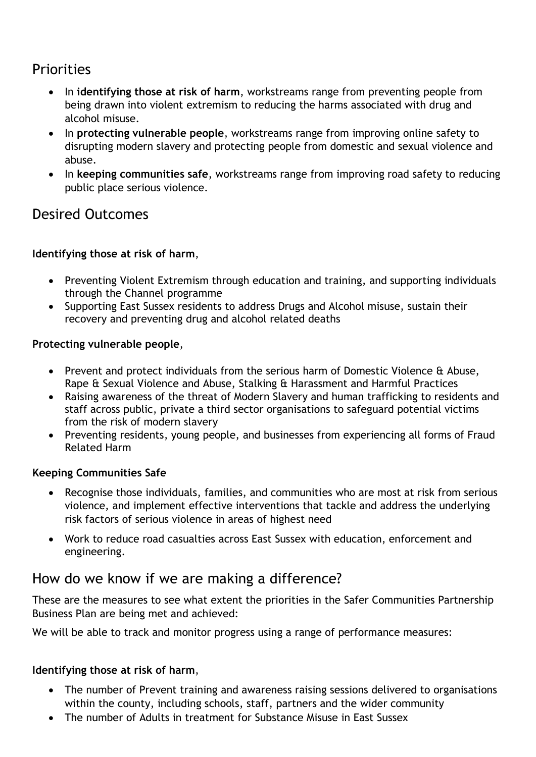## Priorities

- In **identifying those at risk of harm**, workstreams range from preventing people from being drawn into violent extremism to reducing the harms associated with drug and alcohol misuse.
- In **protecting vulnerable people**, workstreams range from improving online safety to disrupting modern slavery and protecting people from domestic and sexual violence and abuse.
- In **keeping communities safe**, workstreams range from improving road safety to reducing public place serious violence.

## Desired Outcomes

**Identifying those at risk of harm**,

- Preventing Violent Extremism through education and training, and supporting individuals through the Channel programme
- Supporting East Sussex residents to address Drugs and Alcohol misuse, sustain their recovery and preventing drug and alcohol related deaths

**Protecting vulnerable people**,

- Prevent and protect individuals from the serious harm of Domestic Violence & Abuse, Rape & Sexual Violence and Abuse, Stalking & Harassment and Harmful Practices
- Raising awareness of the threat of Modern Slavery and human trafficking to residents and staff across public, private a third sector organisations to safeguard potential victims from the risk of modern slavery
- Preventing residents, young people, and businesses from experiencing all forms of Fraud Related Harm

**Keeping Communities Safe**

- Recognise those individuals, families, and communities who are most at risk from serious violence, and implement effective interventions that tackle and address the underlying risk factors of serious violence in areas of highest need
- Work to reduce road casualties across East Sussex with education, enforcement and engineering.

## How do we know if we are making a difference?

These are the measures to see what extent the priorities in the Safer Communities Partnership Business Plan are being met and achieved:

We will be able to track and monitor progress using a range of performance measures:

**Identifying those at risk of harm**,

- The number of Prevent training and awareness raising sessions delivered to organisations within the county, including schools, staff, partners and the wider community
- The number of Adults in treatment for Substance Misuse in East Sussex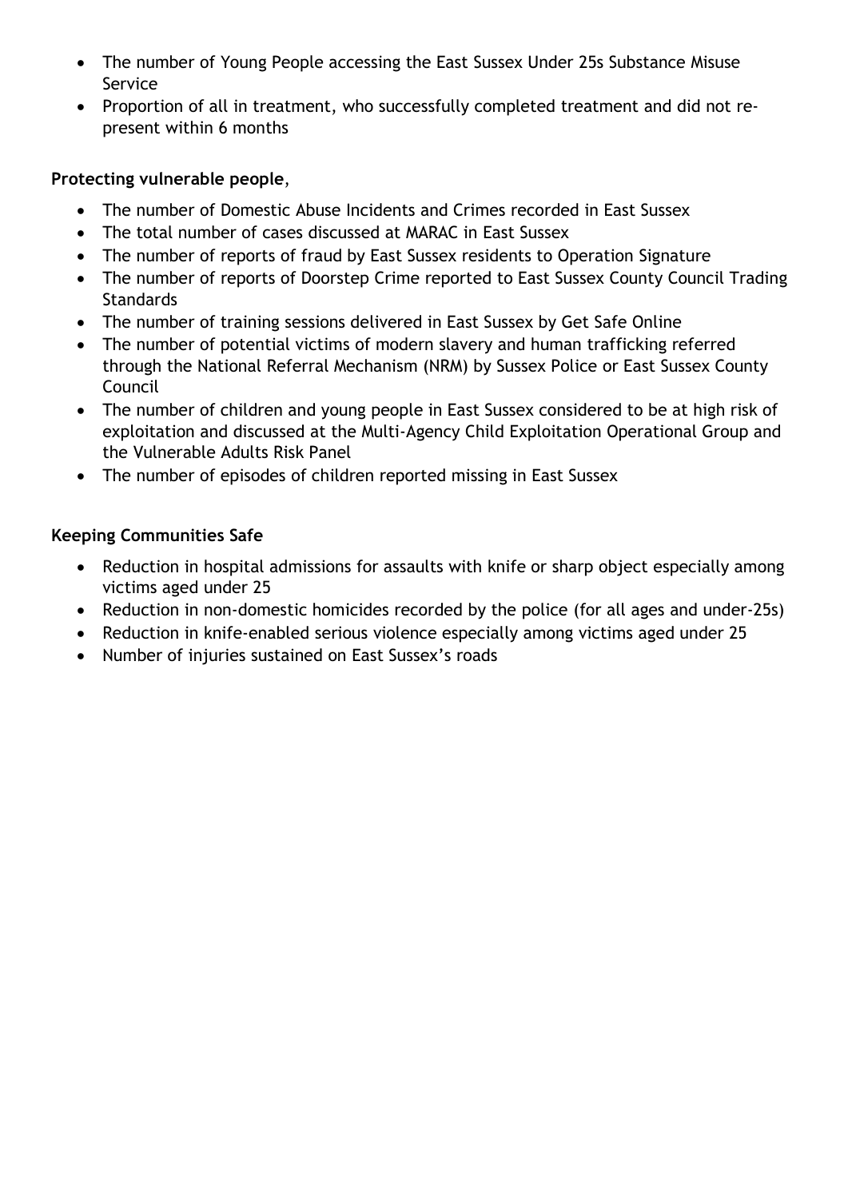- The number of Young People accessing the East Sussex Under 25s Substance Misuse Service
- Proportion of all in treatment, who successfully completed treatment and did not re-present within 6 months

**Protecting vulnerable people**,

- The number of Domestic Abuse Incidents and Crimes recorded in East Sussex
- The total number of cases discussed at MARAC in East Sussex
- The number of reports of fraud by East Sussex residents to Operation Signature
- The number of reports of Doorstep Crime reported to East Sussex County Council Trading Standards
- The number of training sessions delivered in East Sussex by Get Safe Online
- The number of potential victims of modern slavery and human trafficking referred through the National Referral Mechanism (NRM) by Sussex Police or East Sussex County Council
- The number of children and young people in East Sussex considered to be at high risk of exploitation and discussed at the Multi-Agency Child Exploitation Operational Group and the Vulnerable Adults Risk Panel
- The number of episodes of children reported missing in East Sussex

**Keeping Communities Safe**

- Reduction in hospital admissions for assaults with knife or sharp object especially among victims aged under 25
- Reduction in non-domestic homicides recorded by the police (for all ages and under-25s)
- Reduction in knife-enabled serious violence especially among victims aged under 25
- Number of injuries sustained on East Sussex's roads